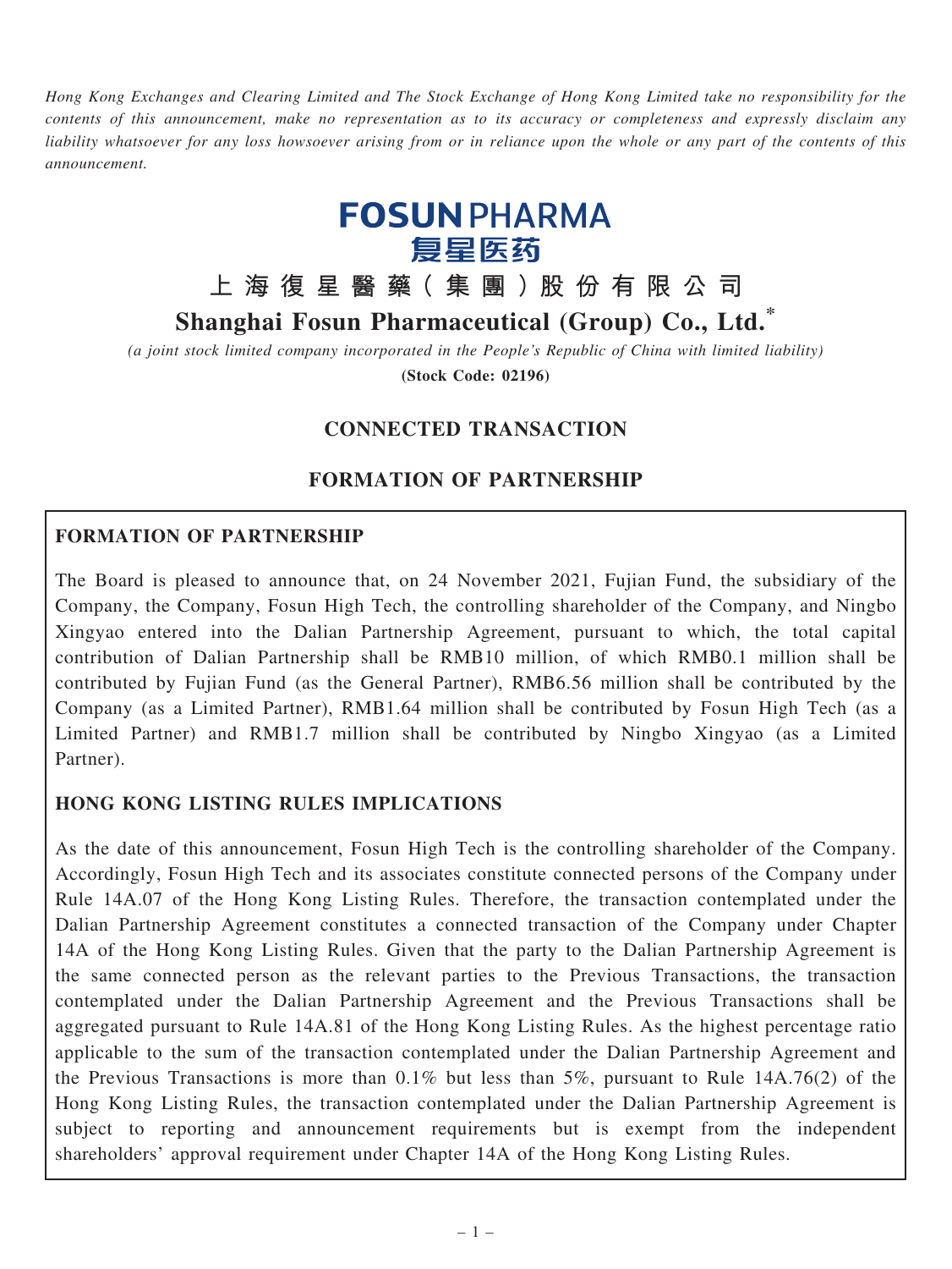*Hong Kong Exchanges and Clearing Limited and The Stock Exchange of Hong Kong Limited take no responsibility for the contents of this announcement, make no representation as to its accuracy or completeness and expressly disclaim any liability whatsoever for any loss howsoever arising from or in reliance upon the whole or any part of the contents of this announcement.*

FOSUN PHARMA
复星医药

# 上海復星醫藥(集團)股份有限公司
# Shanghai Fosun Pharmaceutical (Group) Co., Ltd.*

*(a joint stock limited company incorporated in the People's Republic of China with limited liability)*

**(Stock Code: 02196)**

## CONNECTED TRANSACTION

## FORMATION OF PARTNERSHIP

### FORMATION OF PARTNERSHIP

The Board is pleased to announce that, on 24 November 2021, Fujian Fund, the subsidiary of the Company, the Company, Fosun High Tech, the controlling shareholder of the Company, and Ningbo Xingyao entered into the Dalian Partnership Agreement, pursuant to which, the total capital contribution of Dalian Partnership shall be RMB10 million, of which RMB0.1 million shall be contributed by Fujian Fund (as the General Partner), RMB6.56 million shall be contributed by the Company (as a Limited Partner), RMB1.64 million shall be contributed by Fosun High Tech (as a Limited Partner) and RMB1.7 million shall be contributed by Ningbo Xingyao (as a Limited Partner).

### HONG KONG LISTING RULES IMPLICATIONS

As the date of this announcement, Fosun High Tech is the controlling shareholder of the Company. Accordingly, Fosun High Tech and its associates constitute connected persons of the Company under Rule 14A.07 of the Hong Kong Listing Rules. Therefore, the transaction contemplated under the Dalian Partnership Agreement constitutes a connected transaction of the Company under Chapter 14A of the Hong Kong Listing Rules. Given that the party to the Dalian Partnership Agreement is the same connected person as the relevant parties to the Previous Transactions, the transaction contemplated under the Dalian Partnership Agreement and the Previous Transactions shall be aggregated pursuant to Rule 14A.81 of the Hong Kong Listing Rules. As the highest percentage ratio applicable to the sum of the transaction contemplated under the Dalian Partnership Agreement and the Previous Transactions is more than 0.1% but less than 5%, pursuant to Rule 14A.76(2) of the Hong Kong Listing Rules, the transaction contemplated under the Dalian Partnership Agreement is subject to reporting and announcement requirements but is exempt from the independent shareholders' approval requirement under Chapter 14A of the Hong Kong Listing Rules.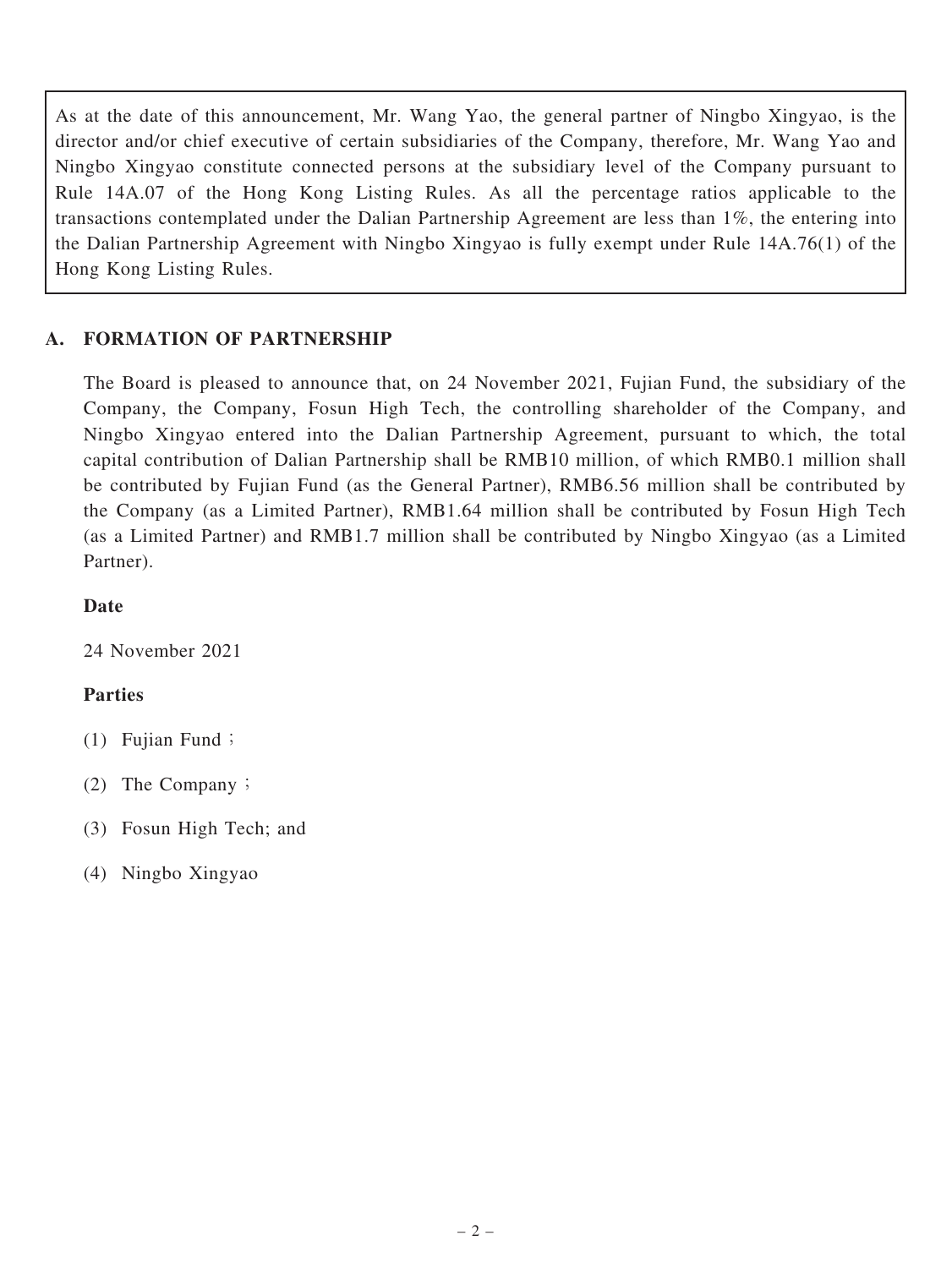As at the date of this announcement, Mr. Wang Yao, the general partner of Ningbo Xingyao, is the director and/or chief executive of certain subsidiaries of the Company, therefore, Mr. Wang Yao and Ningbo Xingyao constitute connected persons at the subsidiary level of the Company pursuant to Rule 14A.07 of the Hong Kong Listing Rules. As all the percentage ratios applicable to the transactions contemplated under the Dalian Partnership Agreement are less than 1%, the entering into the Dalian Partnership Agreement with Ningbo Xingyao is fully exempt under Rule 14A.76(1) of the Hong Kong Listing Rules.

## A. FORMATION OF PARTNERSHIP

The Board is pleased to announce that, on 24 November 2021, Fujian Fund, the subsidiary of the Company, the Company, Fosun High Tech, the controlling shareholder of the Company, and Ningbo Xingyao entered into the Dalian Partnership Agreement, pursuant to which, the total capital contribution of Dalian Partnership shall be RMB10 million, of which RMB0.1 million shall be contributed by Fujian Fund (as the General Partner), RMB6.56 million shall be contributed by the Company (as a Limited Partner), RMB1.64 million shall be contributed by Fosun High Tech (as a Limited Partner) and RMB1.7 million shall be contributed by Ningbo Xingyao (as a Limited Partner).

**Date**

24 November 2021

**Parties**

(1) Fujian Fund；

(2) The Company；

(3) Fosun High Tech; and

(4) Ningbo Xingyao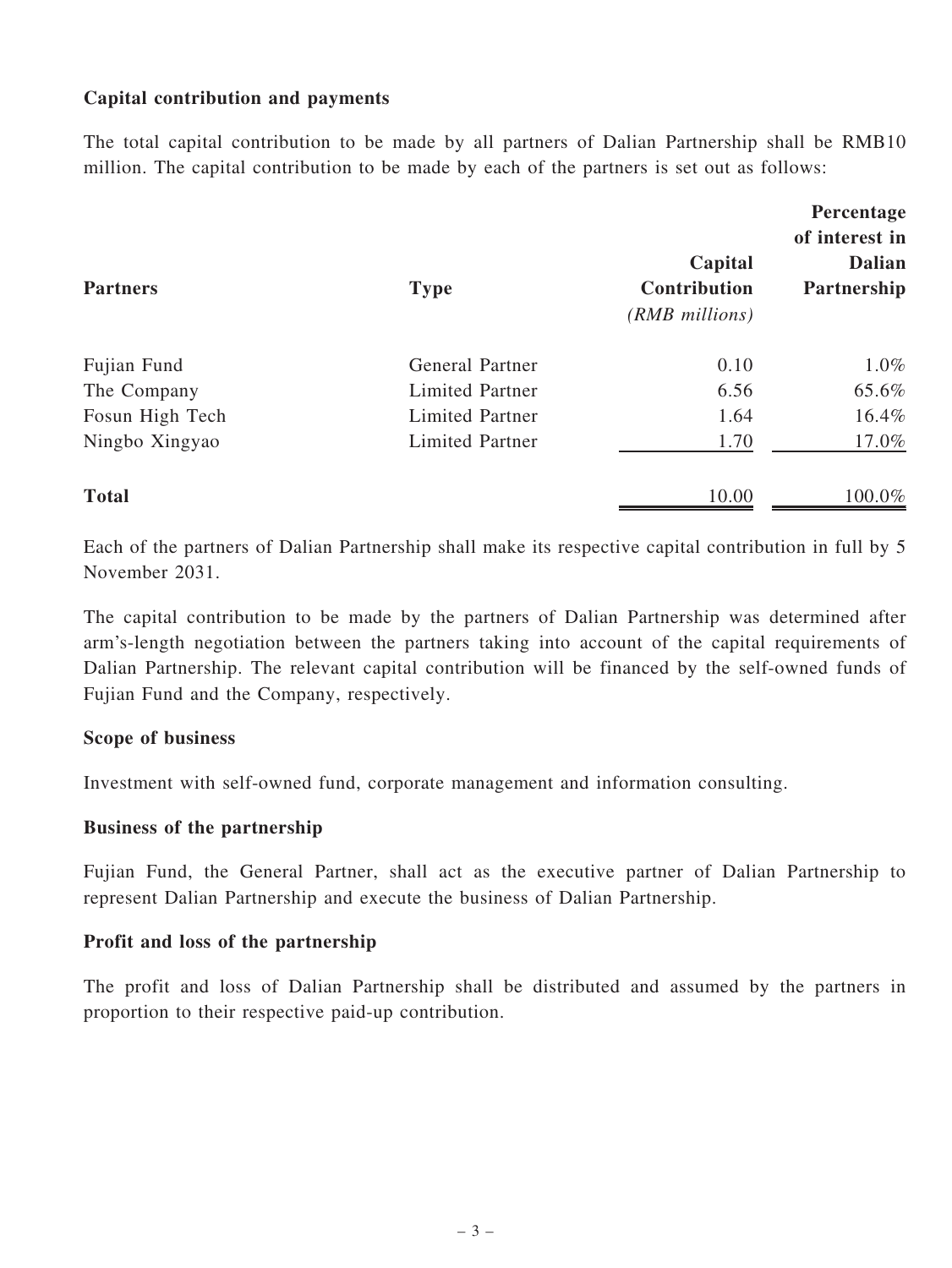**Capital contribution and payments**

The total capital contribution to be made by all partners of Dalian Partnership shall be RMB10 million. The capital contribution to be made by each of the partners is set out as follows:

| Partners | Type | Capital Contribution *(RMB millions)* | Percentage of interest in Dalian Partnership |
|---|---|---|---|
| Fujian Fund | General Partner | 0.10 | 1.0% |
| The Company | Limited Partner | 6.56 | 65.6% |
| Fosun High Tech | Limited Partner | 1.64 | 16.4% |
| Ningbo Xingyao | Limited Partner | 1.70 | 17.0% |
| **Total** | | 10.00 | 100.0% |

Each of the partners of Dalian Partnership shall make its respective capital contribution in full by 5 November 2031.

The capital contribution to be made by the partners of Dalian Partnership was determined after arm's-length negotiation between the partners taking into account of the capital requirements of Dalian Partnership. The relevant capital contribution will be financed by the self-owned funds of Fujian Fund and the Company, respectively.

**Scope of business**

Investment with self-owned fund, corporate management and information consulting.

**Business of the partnership**

Fujian Fund, the General Partner, shall act as the executive partner of Dalian Partnership to represent Dalian Partnership and execute the business of Dalian Partnership.

**Profit and loss of the partnership**

The profit and loss of Dalian Partnership shall be distributed and assumed by the partners in proportion to their respective paid-up contribution.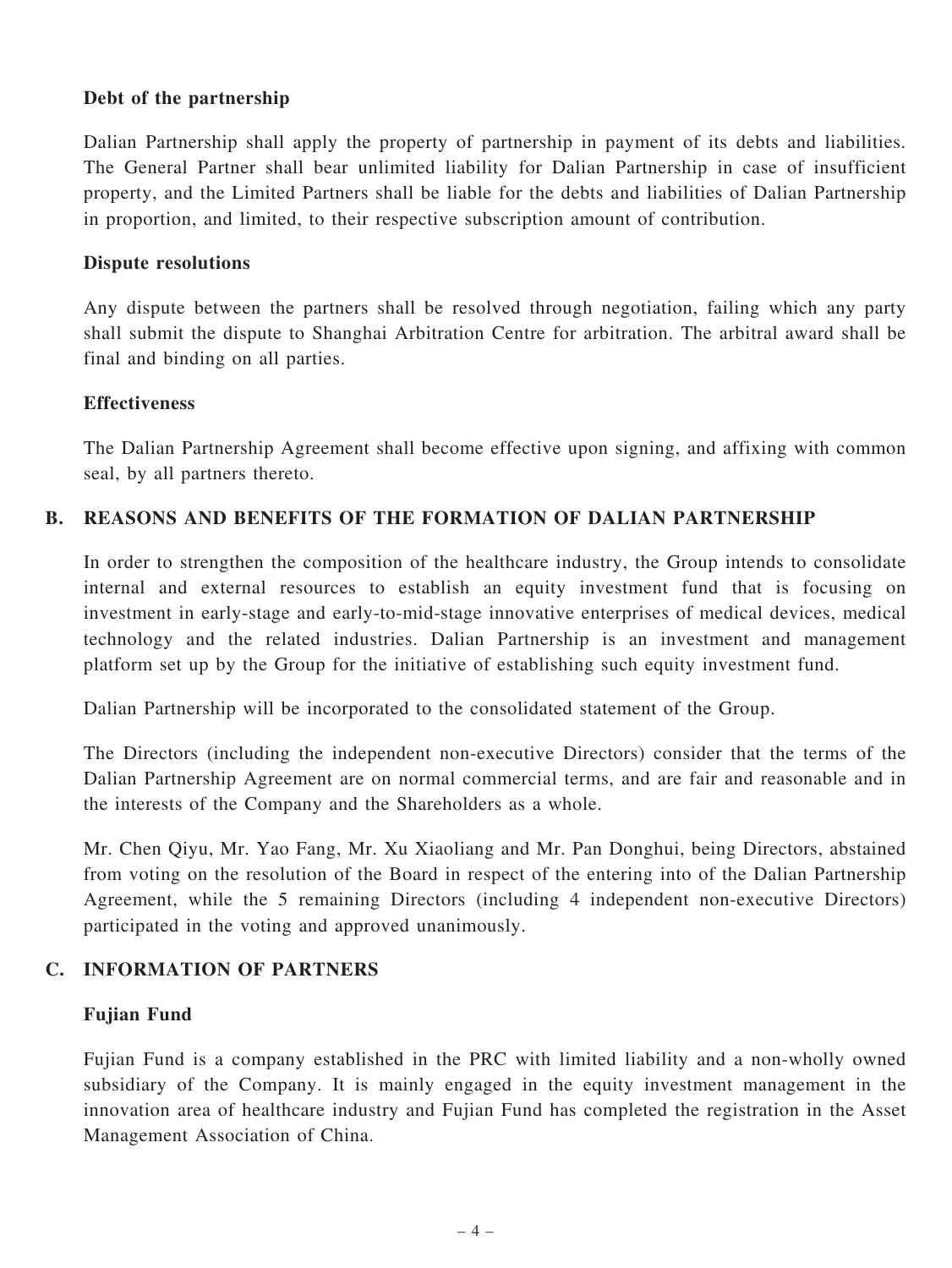**Debt of the partnership**

Dalian Partnership shall apply the property of partnership in payment of its debts and liabilities. The General Partner shall bear unlimited liability for Dalian Partnership in case of insufficient property, and the Limited Partners shall be liable for the debts and liabilities of Dalian Partnership in proportion, and limited, to their respective subscription amount of contribution.

**Dispute resolutions**

Any dispute between the partners shall be resolved through negotiation, failing which any party shall submit the dispute to Shanghai Arbitration Centre for arbitration. The arbitral award shall be final and binding on all parties.

**Effectiveness**

The Dalian Partnership Agreement shall become effective upon signing, and affixing with common seal, by all partners thereto.

## B. REASONS AND BENEFITS OF THE FORMATION OF DALIAN PARTNERSHIP

In order to strengthen the composition of the healthcare industry, the Group intends to consolidate internal and external resources to establish an equity investment fund that is focusing on investment in early-stage and early-to-mid-stage innovative enterprises of medical devices, medical technology and the related industries. Dalian Partnership is an investment and management platform set up by the Group for the initiative of establishing such equity investment fund.

Dalian Partnership will be incorporated to the consolidated statement of the Group.

The Directors (including the independent non-executive Directors) consider that the terms of the Dalian Partnership Agreement are on normal commercial terms, and are fair and reasonable and in the interests of the Company and the Shareholders as a whole.

Mr. Chen Qiyu, Mr. Yao Fang, Mr. Xu Xiaoliang and Mr. Pan Donghui, being Directors, abstained from voting on the resolution of the Board in respect of the entering into of the Dalian Partnership Agreement, while the 5 remaining Directors (including 4 independent non-executive Directors) participated in the voting and approved unanimously.

## C. INFORMATION OF PARTNERS

**Fujian Fund**

Fujian Fund is a company established in the PRC with limited liability and a non-wholly owned subsidiary of the Company. It is mainly engaged in the equity investment management in the innovation area of healthcare industry and Fujian Fund has completed the registration in the Asset Management Association of China.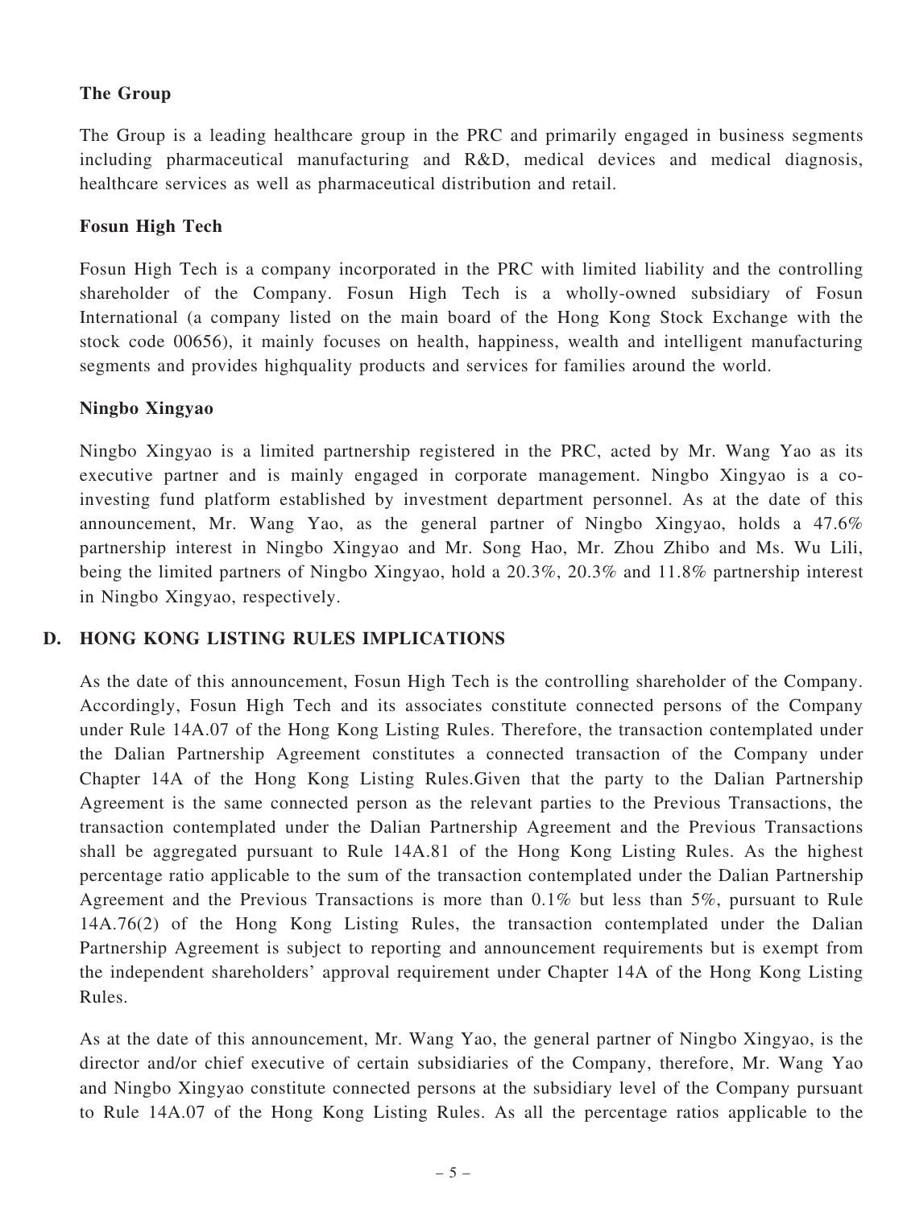**The Group**

The Group is a leading healthcare group in the PRC and primarily engaged in business segments including pharmaceutical manufacturing and R&D, medical devices and medical diagnosis, healthcare services as well as pharmaceutical distribution and retail.

**Fosun High Tech**

Fosun High Tech is a company incorporated in the PRC with limited liability and the controlling shareholder of the Company. Fosun High Tech is a wholly-owned subsidiary of Fosun International (a company listed on the main board of the Hong Kong Stock Exchange with the stock code 00656), it mainly focuses on health, happiness, wealth and intelligent manufacturing segments and provides highquality products and services for families around the world.

**Ningbo Xingyao**

Ningbo Xingyao is a limited partnership registered in the PRC, acted by Mr. Wang Yao as its executive partner and is mainly engaged in corporate management. Ningbo Xingyao is a co-investing fund platform established by investment department personnel. As at the date of this announcement, Mr. Wang Yao, as the general partner of Ningbo Xingyao, holds a 47.6% partnership interest in Ningbo Xingyao and Mr. Song Hao, Mr. Zhou Zhibo and Ms. Wu Lili, being the limited partners of Ningbo Xingyao, hold a 20.3%, 20.3% and 11.8% partnership interest in Ningbo Xingyao, respectively.

## D. HONG KONG LISTING RULES IMPLICATIONS

As the date of this announcement, Fosun High Tech is the controlling shareholder of the Company. Accordingly, Fosun High Tech and its associates constitute connected persons of the Company under Rule 14A.07 of the Hong Kong Listing Rules. Therefore, the transaction contemplated under the Dalian Partnership Agreement constitutes a connected transaction of the Company under Chapter 14A of the Hong Kong Listing Rules.Given that the party to the Dalian Partnership Agreement is the same connected person as the relevant parties to the Previous Transactions, the transaction contemplated under the Dalian Partnership Agreement and the Previous Transactions shall be aggregated pursuant to Rule 14A.81 of the Hong Kong Listing Rules. As the highest percentage ratio applicable to the sum of the transaction contemplated under the Dalian Partnership Agreement and the Previous Transactions is more than 0.1% but less than 5%, pursuant to Rule 14A.76(2) of the Hong Kong Listing Rules, the transaction contemplated under the Dalian Partnership Agreement is subject to reporting and announcement requirements but is exempt from the independent shareholders' approval requirement under Chapter 14A of the Hong Kong Listing Rules.

As at the date of this announcement, Mr. Wang Yao, the general partner of Ningbo Xingyao, is the director and/or chief executive of certain subsidiaries of the Company, therefore, Mr. Wang Yao and Ningbo Xingyao constitute connected persons at the subsidiary level of the Company pursuant to Rule 14A.07 of the Hong Kong Listing Rules. As all the percentage ratios applicable to the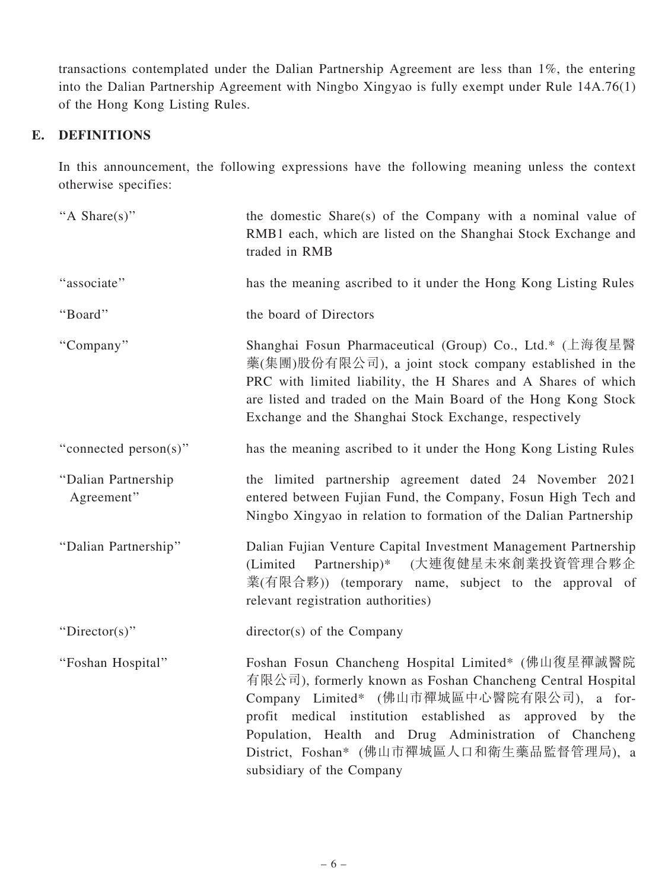transactions contemplated under the Dalian Partnership Agreement are less than 1%, the entering into the Dalian Partnership Agreement with Ningbo Xingyao is fully exempt under Rule 14A.76(1) of the Hong Kong Listing Rules.

## E. DEFINITIONS

In this announcement, the following expressions have the following meaning unless the context otherwise specifies:

| | |
|---|---|
| "A Share(s)" | the domestic Share(s) of the Company with a nominal value of RMB1 each, which are listed on the Shanghai Stock Exchange and traded in RMB |
| "associate" | has the meaning ascribed to it under the Hong Kong Listing Rules |
| "Board" | the board of Directors |
| "Company" | Shanghai Fosun Pharmaceutical (Group) Co., Ltd.* (上海復星醫藥(集團)股份有限公司), a joint stock company established in the PRC with limited liability, the H Shares and A Shares of which are listed and traded on the Main Board of the Hong Kong Stock Exchange and the Shanghai Stock Exchange, respectively |
| "connected person(s)" | has the meaning ascribed to it under the Hong Kong Listing Rules |
| "Dalian Partnership Agreement" | the limited partnership agreement dated 24 November 2021 entered between Fujian Fund, the Company, Fosun High Tech and Ningbo Xingyao in relation to formation of the Dalian Partnership |
| "Dalian Partnership" | Dalian Fujian Venture Capital Investment Management Partnership (Limited Partnership)* (大連復健星未來創業投資管理合夥企業(有限合夥)) (temporary name, subject to the approval of relevant registration authorities) |
| "Director(s)" | director(s) of the Company |
| "Foshan Hospital" | Foshan Fosun Chancheng Hospital Limited* (佛山復星禪誠醫院有限公司), formerly known as Foshan Chancheng Central Hospital Company Limited* (佛山市禪城區中心醫院有限公司), a for-profit medical institution established as approved by the Population, Health and Drug Administration of Chancheng District, Foshan* (佛山市禪城區人口和衛生藥品監督管理局), a subsidiary of the Company |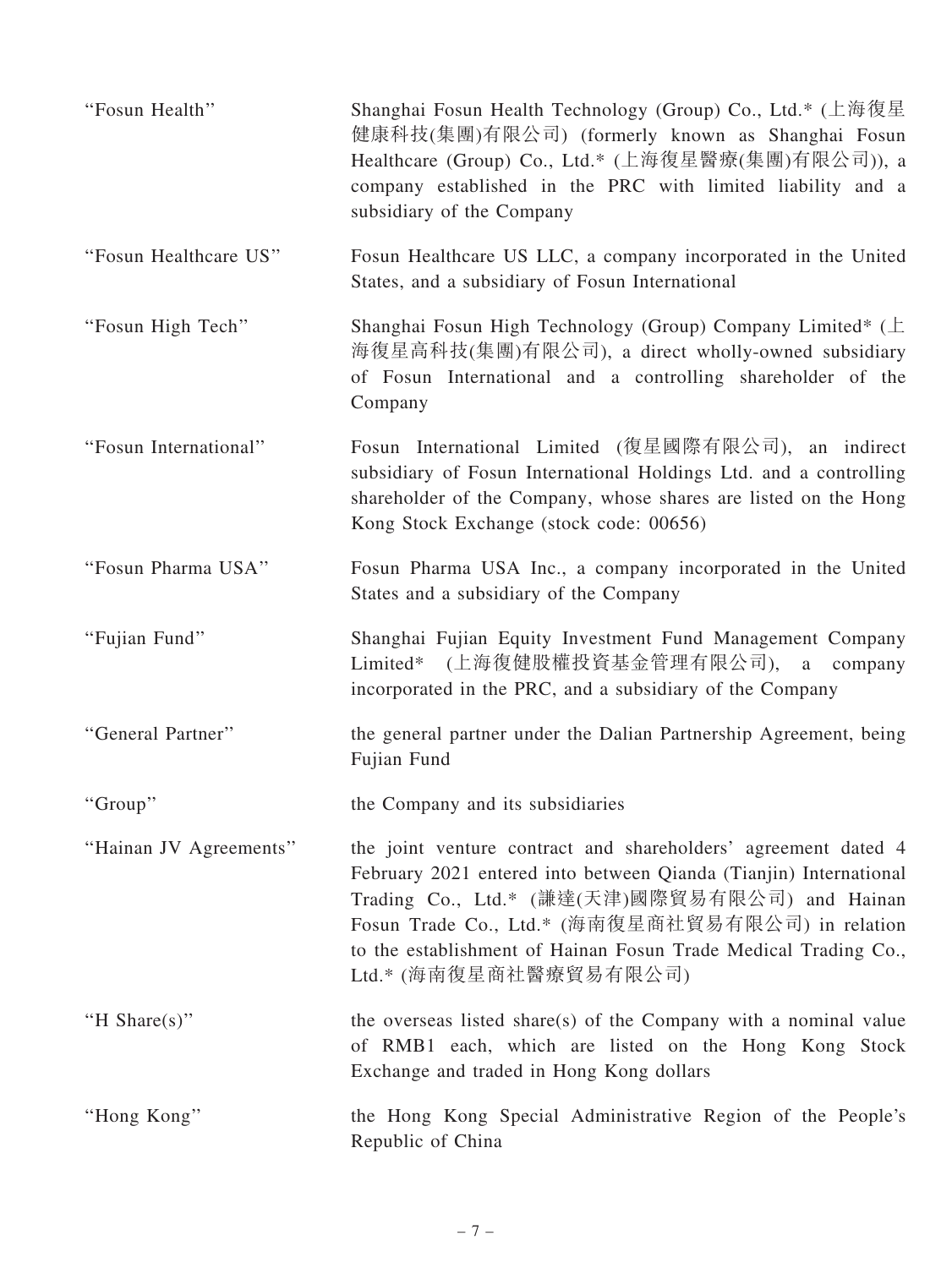| | |
|---|---|
| "Fosun Health" | Shanghai Fosun Health Technology (Group) Co., Ltd.* (上海復星健康科技(集團)有限公司) (formerly known as Shanghai Fosun Healthcare (Group) Co., Ltd.* (上海復星醫療(集團)有限公司)), a company established in the PRC with limited liability and a subsidiary of the Company |
| "Fosun Healthcare US" | Fosun Healthcare US LLC, a company incorporated in the United States, and a subsidiary of Fosun International |
| "Fosun High Tech" | Shanghai Fosun High Technology (Group) Company Limited* (上海復星高科技(集團)有限公司), a direct wholly-owned subsidiary of Fosun International and a controlling shareholder of the Company |
| "Fosun International" | Fosun International Limited (復星國際有限公司), an indirect subsidiary of Fosun International Holdings Ltd. and a controlling shareholder of the Company, whose shares are listed on the Hong Kong Stock Exchange (stock code: 00656) |
| "Fosun Pharma USA" | Fosun Pharma USA Inc., a company incorporated in the United States and a subsidiary of the Company |
| "Fujian Fund" | Shanghai Fujian Equity Investment Fund Management Company Limited* (上海復健股權投資基金管理有限公司), a company incorporated in the PRC, and a subsidiary of the Company |
| "General Partner" | the general partner under the Dalian Partnership Agreement, being Fujian Fund |
| "Group" | the Company and its subsidiaries |
| "Hainan JV Agreements" | the joint venture contract and shareholders' agreement dated 4 February 2021 entered into between Qianda (Tianjin) International Trading Co., Ltd.* (謙達(天津)國際貿易有限公司) and Hainan Fosun Trade Co., Ltd.* (海南復星商社貿易有限公司) in relation to the establishment of Hainan Fosun Trade Medical Trading Co., Ltd.* (海南復星商社醫療貿易有限公司) |
| "H Share(s)" | the overseas listed share(s) of the Company with a nominal value of RMB1 each, which are listed on the Hong Kong Stock Exchange and traded in Hong Kong dollars |
| "Hong Kong" | the Hong Kong Special Administrative Region of the People's Republic of China |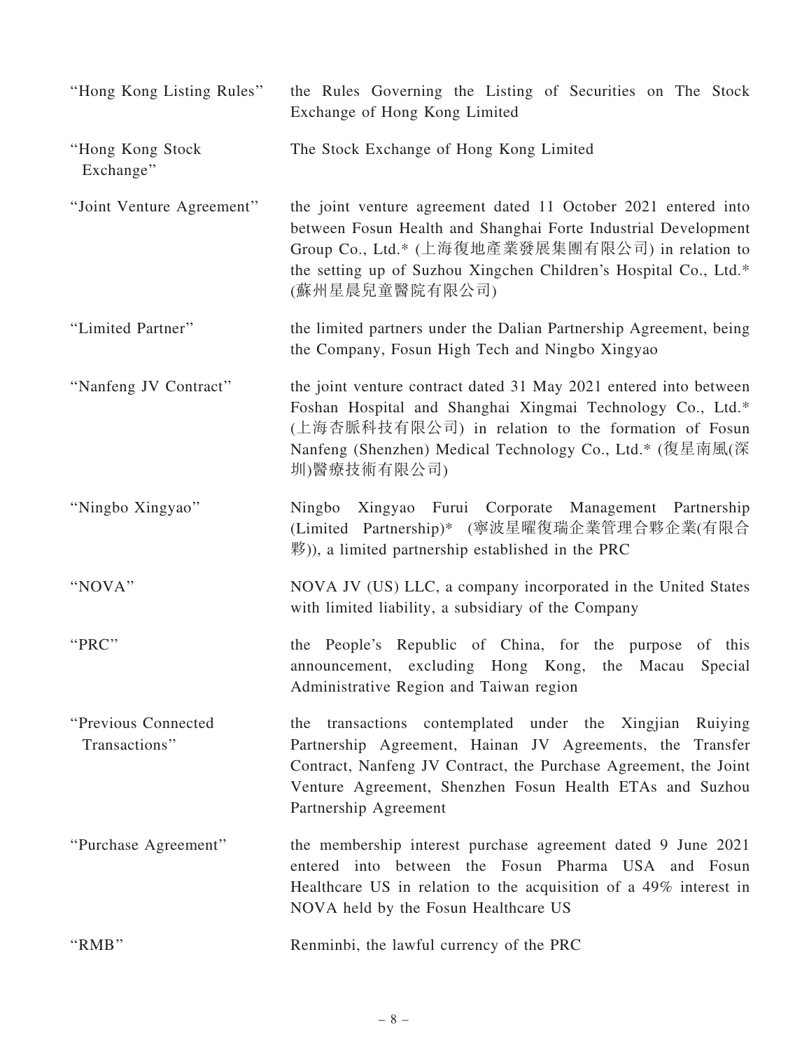| | |
|---|---|
| "Hong Kong Listing Rules" | the Rules Governing the Listing of Securities on The Stock Exchange of Hong Kong Limited |
| "Hong Kong Stock Exchange" | The Stock Exchange of Hong Kong Limited |
| "Joint Venture Agreement" | the joint venture agreement dated 11 October 2021 entered into between Fosun Health and Shanghai Forte Industrial Development Group Co., Ltd.* (上海復地產業發展集團有限公司) in relation to the setting up of Suzhou Xingchen Children's Hospital Co., Ltd.* (蘇州星晨兒童醫院有限公司) |
| "Limited Partner" | the limited partners under the Dalian Partnership Agreement, being the Company, Fosun High Tech and Ningbo Xingyao |
| "Nanfeng JV Contract" | the joint venture contract dated 31 May 2021 entered into between Foshan Hospital and Shanghai Xingmai Technology Co., Ltd.* (上海杏脈科技有限公司) in relation to the formation of Fosun Nanfeng (Shenzhen) Medical Technology Co., Ltd.* (復星南風(深圳)醫療技術有限公司) |
| "Ningbo Xingyao" | Ningbo Xingyao Furui Corporate Management Partnership (Limited Partnership)* (寧波星曜復瑞企業管理合夥企業(有限合夥)), a limited partnership established in the PRC |
| "NOVA" | NOVA JV (US) LLC, a company incorporated in the United States with limited liability, a subsidiary of the Company |
| "PRC" | the People's Republic of China, for the purpose of this announcement, excluding Hong Kong, the Macau Special Administrative Region and Taiwan region |
| "Previous Connected Transactions" | the transactions contemplated under the Xingjian Ruiying Partnership Agreement, Hainan JV Agreements, the Transfer Contract, Nanfeng JV Contract, the Purchase Agreement, the Joint Venture Agreement, Shenzhen Fosun Health ETAs and Suzhou Partnership Agreement |
| "Purchase Agreement" | the membership interest purchase agreement dated 9 June 2021 entered into between the Fosun Pharma USA and Fosun Healthcare US in relation to the acquisition of a 49% interest in NOVA held by the Fosun Healthcare US |
| "RMB" | Renminbi, the lawful currency of the PRC |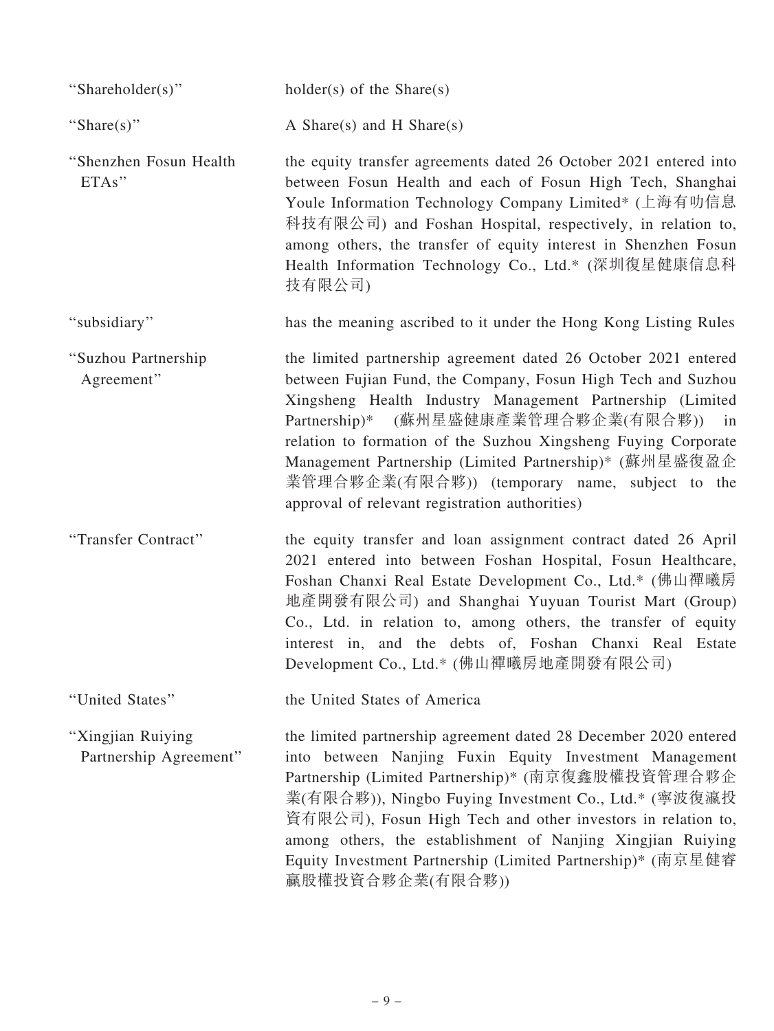| | |
|---|---|
| "Shareholder(s)" | holder(s) of the Share(s) |
| "Share(s)" | A Share(s) and H Share(s) |
| "Shenzhen Fosun Health ETAs" | the equity transfer agreements dated 26 October 2021 entered into between Fosun Health and each of Fosun High Tech, Shanghai Youle Information Technology Company Limited* (上海有叻信息科技有限公司) and Foshan Hospital, respectively, in relation to, among others, the transfer of equity interest in Shenzhen Fosun Health Information Technology Co., Ltd.* (深圳復星健康信息科技有限公司) |
| "subsidiary" | has the meaning ascribed to it under the Hong Kong Listing Rules |
| "Suzhou Partnership Agreement" | the limited partnership agreement dated 26 October 2021 entered between Fujian Fund, the Company, Fosun High Tech and Suzhou Xingsheng Health Industry Management Partnership (Limited Partnership)* (蘇州星盛健康產業管理合夥企業(有限合夥)) in relation to formation of the Suzhou Xingsheng Fuying Corporate Management Partnership (Limited Partnership)* (蘇州星盛復盈企業管理合夥企業(有限合夥)) (temporary name, subject to the approval of relevant registration authorities) |
| "Transfer Contract" | the equity transfer and loan assignment contract dated 26 April 2021 entered into between Foshan Hospital, Fosun Healthcare, Foshan Chanxi Real Estate Development Co., Ltd.* (佛山禪曦房地產開發有限公司) and Shanghai Yuyuan Tourist Mart (Group) Co., Ltd. in relation to, among others, the transfer of equity interest in, and the debts of, Foshan Chanxi Real Estate Development Co., Ltd.* (佛山禪曦房地產開發有限公司) |
| "United States" | the United States of America |
| "Xingjian Ruiying Partnership Agreement" | the limited partnership agreement dated 28 December 2020 entered into between Nanjing Fuxin Equity Investment Management Partnership (Limited Partnership)* (南京復鑫股權投資管理合夥企業(有限合夥)), Ningbo Fuying Investment Co., Ltd.* (寧波復瀛投資有限公司), Fosun High Tech and other investors in relation to, among others, the establishment of Nanjing Xingjian Ruiying Equity Investment Partnership (Limited Partnership)* (南京星健睿贏股權投資合夥企業(有限合夥)) |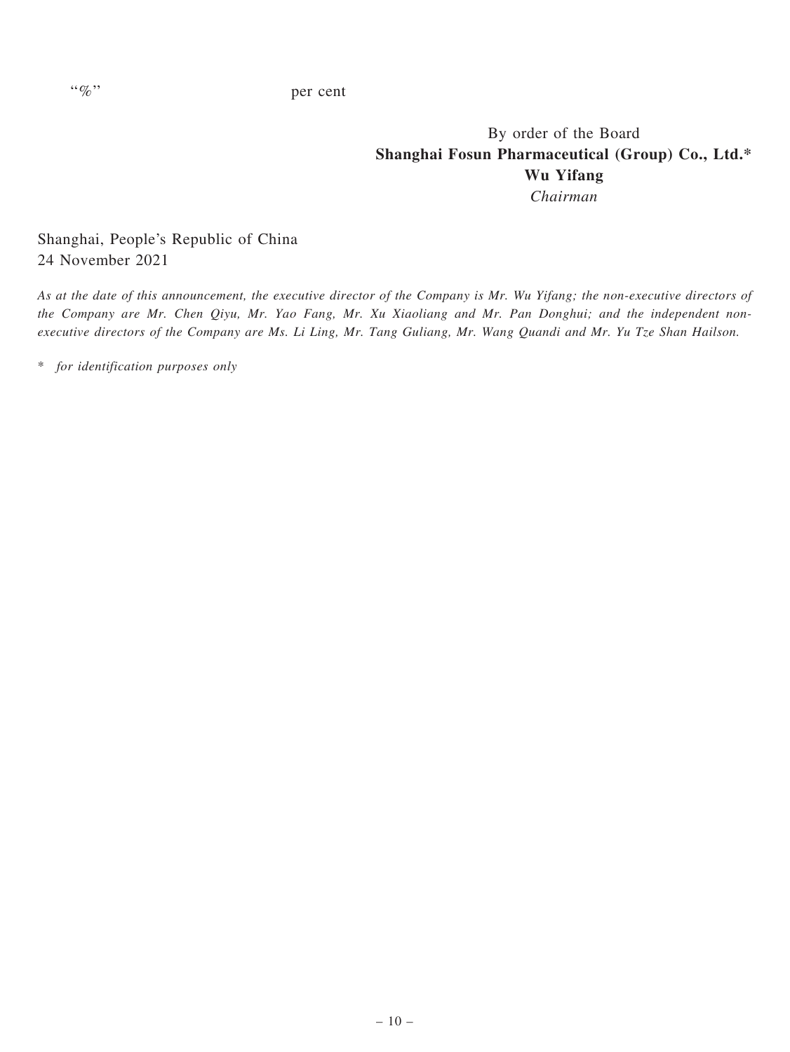| | |
|---|---|
| "%" | per cent |

By order of the Board
**Shanghai Fosun Pharmaceutical (Group) Co., Ltd.***
**Wu Yifang**
*Chairman*

Shanghai, People's Republic of China
24 November 2021

*As at the date of this announcement, the executive director of the Company is Mr. Wu Yifang; the non-executive directors of the Company are Mr. Chen Qiyu, Mr. Yao Fang, Mr. Xu Xiaoliang and Mr. Pan Donghui; and the independent non-executive directors of the Company are Ms. Li Ling, Mr. Tang Guliang, Mr. Wang Quandi and Mr. Yu Tze Shan Hailson.*

\* *for identification purposes only*